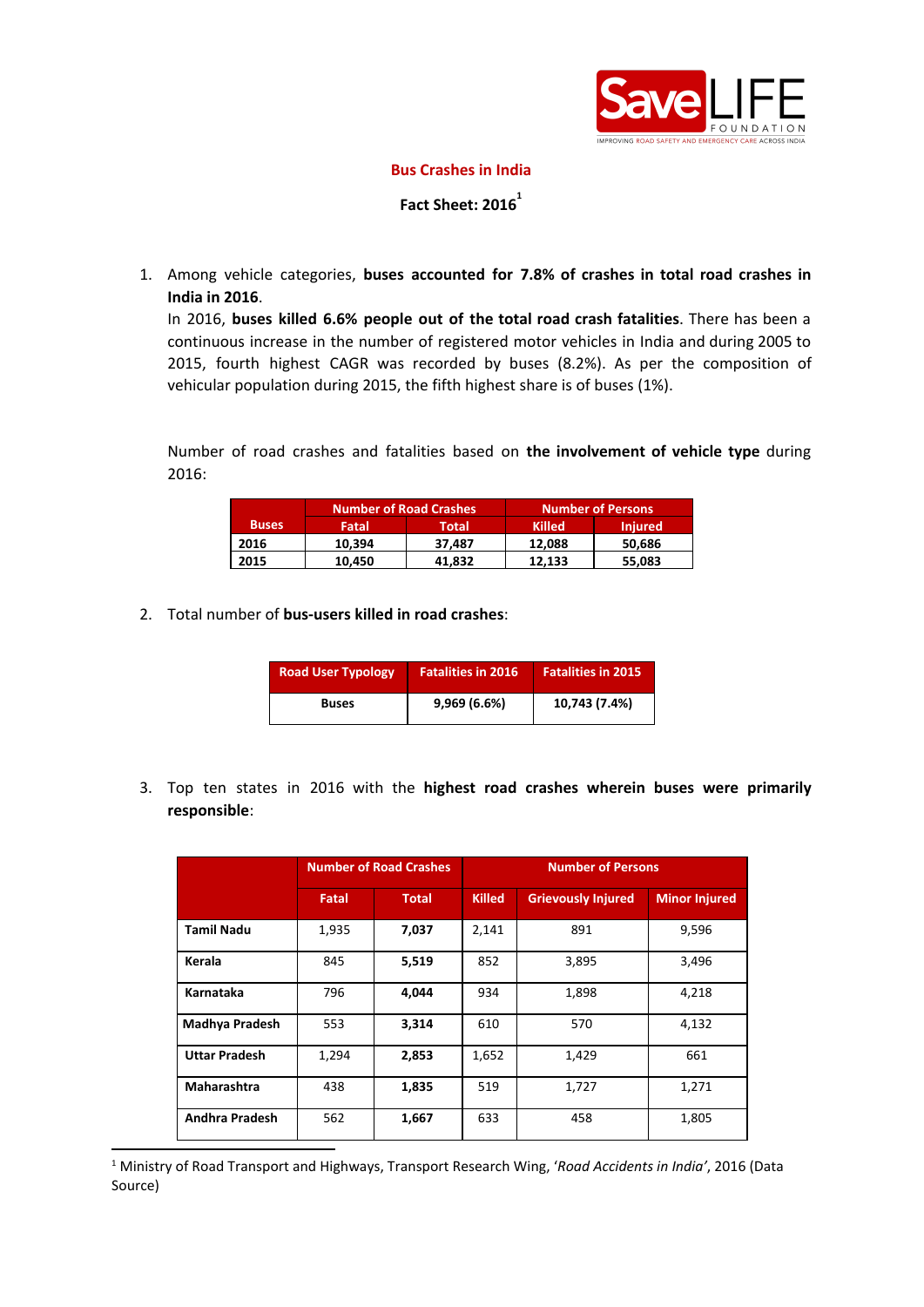# Bus Crashes in India

**Fact Sheet: 2016**[1]

1. Among vehicle categories, **buses accounted for 7.8% of crashes in total road crashes in India in 2016**.
   In 2016, **buses killed 6.6% people out of the total road crash fatalities**. There has been a continuous increase in the number of registered motor vehicles in India and during 2005 to 2015, fourth highest CAGR was recorded by buses (8.2%). As per the composition of vehicular population during 2015, the fifth highest share is of buses (1%).

   Number of road crashes and fatalities based on **the involvement of vehicle type** during 2016:

| Buses | Number of Road Crashes | | Number of Persons | |
|---|---|---|---|---|
| | Fatal | Total | Killed | Injured |
| 2016 | 10,394 | 37,487 | 12,088 | 50,686 |
| 2015 | 10,450 | 41,832 | 12,133 | 55,083 |

2. Total number of **bus-users killed in road crashes**:

| Road User Typology | Fatalities in 2016 | Fatalities in 2015 |
|---|---|---|
| Buses | 9,969 (6.6%) | 10,743 (7.4%) |

3. Top ten states in 2016 with the **highest road crashes wherein buses were primarily responsible**:

| | Number of Road Crashes | | Number of Persons | | |
|---|---|---|---|---|---|
| | Fatal | Total | Killed | Grievously Injured | Minor Injured |
| Tamil Nadu | 1,935 | 7,037 | 2,141 | 891 | 9,596 |
| Kerala | 845 | 5,519 | 852 | 3,895 | 3,496 |
| Karnataka | 796 | 4,044 | 934 | 1,898 | 4,218 |
| Madhya Pradesh | 553 | 3,314 | 610 | 570 | 4,132 |
| Uttar Pradesh | 1,294 | 2,853 | 1,652 | 1,429 | 661 |
| Maharashtra | 438 | 1,835 | 519 | 1,727 | 1,271 |
| Andhra Pradesh | 562 | 1,667 | 633 | 458 | 1,805 |

[1] Ministry of Road Transport and Highways, Transport Research Wing, '*Road Accidents in India*', 2016 (Data Source)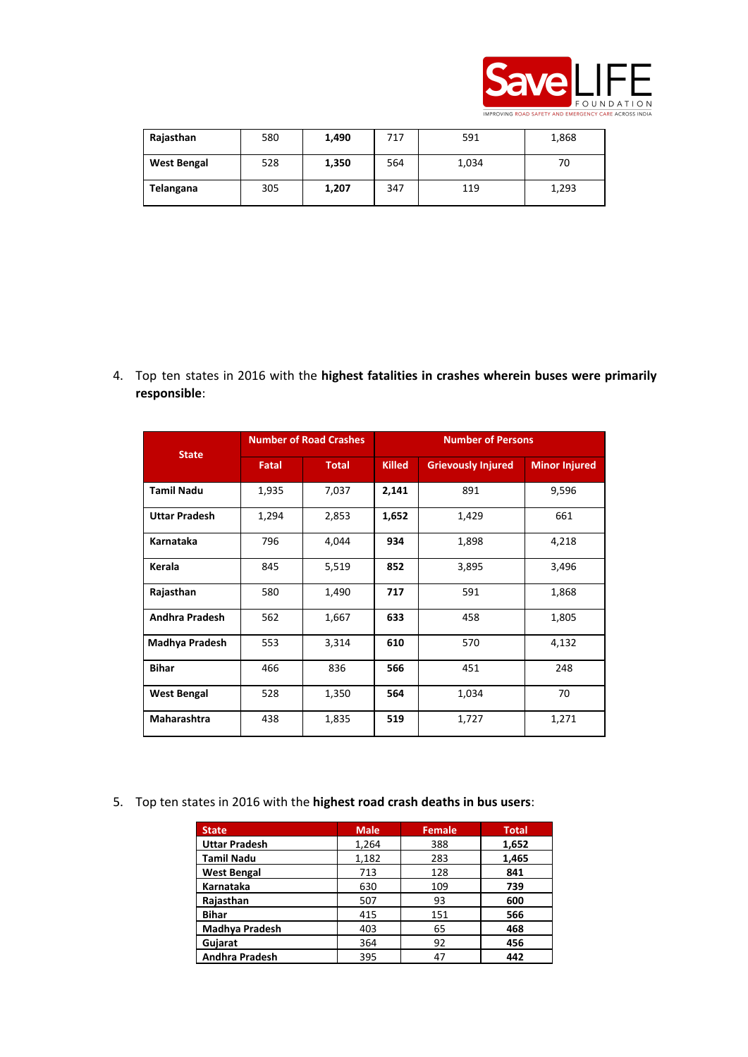| | | | | | |
|---|---|---|---|---|---|
| **Rajasthan** | 580 | **1,490** | 717 | 591 | 1,868 |
| **West Bengal** | 528 | **1,350** | 564 | 1,034 | 70 |
| **Telangana** | 305 | **1,207** | 347 | 119 | 1,293 |

4. Top ten states in 2016 with the **highest fatalities in crashes wherein buses were primarily responsible**:

| State | Number of Road Crashes | | Number of Persons | | |
|---|---|---|---|---|---|
| | Fatal | Total | Killed | Grievously Injured | Minor Injured |
| **Tamil Nadu** | 1,935 | 7,037 | **2,141** | 891 | 9,596 |
| **Uttar Pradesh** | 1,294 | 2,853 | **1,652** | 1,429 | 661 |
| **Karnataka** | 796 | 4,044 | **934** | 1,898 | 4,218 |
| **Kerala** | 845 | 5,519 | **852** | 3,895 | 3,496 |
| **Rajasthan** | 580 | 1,490 | **717** | 591 | 1,868 |
| **Andhra Pradesh** | 562 | 1,667 | **633** | 458 | 1,805 |
| **Madhya Pradesh** | 553 | 3,314 | **610** | 570 | 4,132 |
| **Bihar** | 466 | 836 | **566** | 451 | 248 |
| **West Bengal** | 528 | 1,350 | **564** | 1,034 | 70 |
| **Maharashtra** | 438 | 1,835 | **519** | 1,727 | 1,271 |

5. Top ten states in 2016 with the **highest road crash deaths in bus users**:

| State | Male | Female | Total |
|---|---|---|---|
| **Uttar Pradesh** | 1,264 | 388 | **1,652** |
| **Tamil Nadu** | 1,182 | 283 | **1,465** |
| **West Bengal** | 713 | 128 | **841** |
| **Karnataka** | 630 | 109 | **739** |
| **Rajasthan** | 507 | 93 | **600** |
| **Bihar** | 415 | 151 | **566** |
| **Madhya Pradesh** | 403 | 65 | **468** |
| **Gujarat** | 364 | 92 | **456** |
| **Andhra Pradesh** | 395 | 47 | **442** |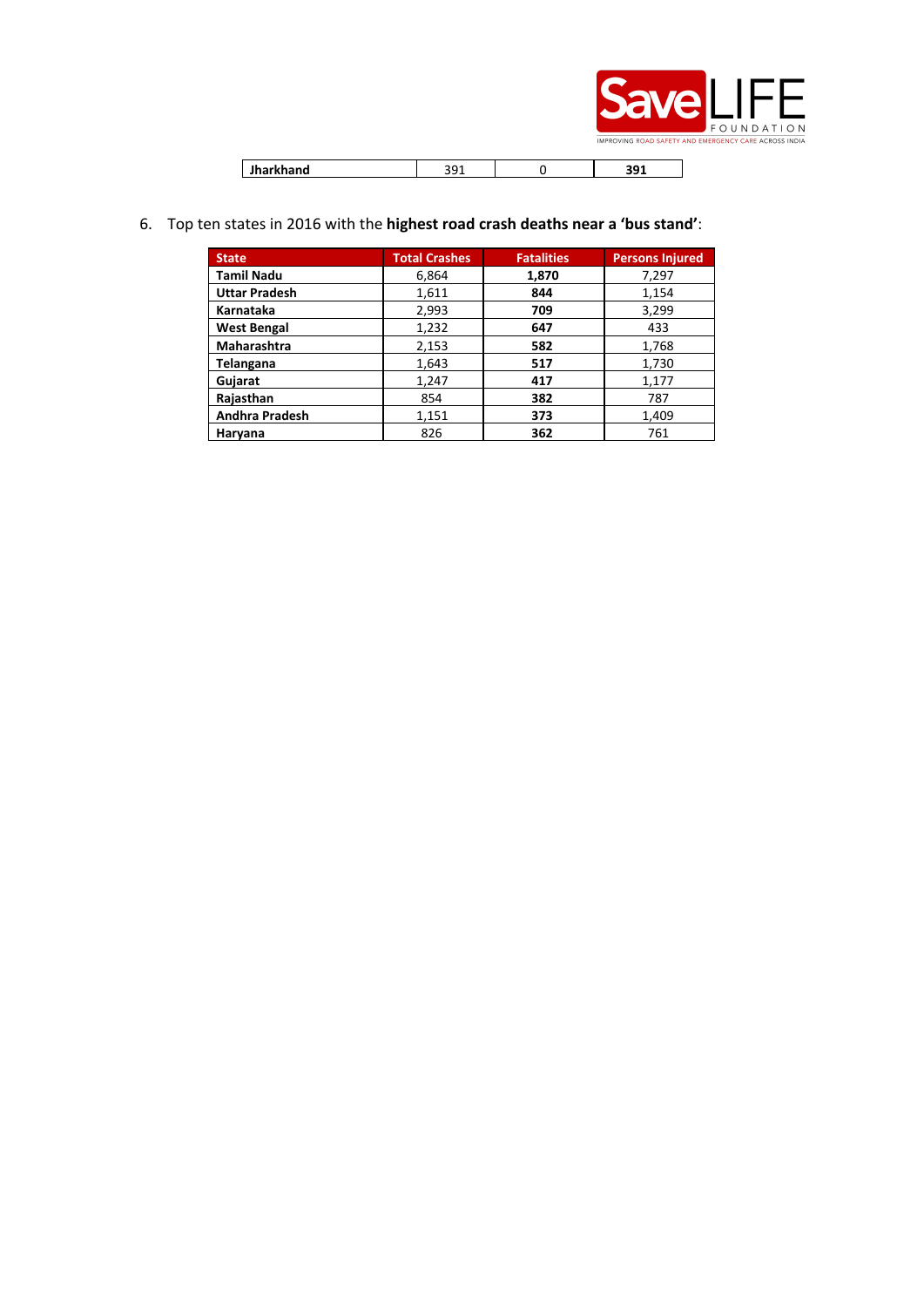| | | | |
|---|---|---|---|
| **Jharkhand** | 391 | 0 | **391** |

6. Top ten states in 2016 with the **highest road crash deaths near a 'bus stand'**:

| State | Total Crashes | Fatalities | Persons Injured |
|---|---|---|---|
| **Tamil Nadu** | 6,864 | **1,870** | 7,297 |
| **Uttar Pradesh** | 1,611 | **844** | 1,154 |
| **Karnataka** | 2,993 | **709** | 3,299 |
| **West Bengal** | 1,232 | **647** | 433 |
| **Maharashtra** | 2,153 | **582** | 1,768 |
| **Telangana** | 1,643 | **517** | 1,730 |
| **Gujarat** | 1,247 | **417** | 1,177 |
| **Rajasthan** | 854 | **382** | 787 |
| **Andhra Pradesh** | 1,151 | **373** | 1,409 |
| **Haryana** | 826 | **362** | 761 |